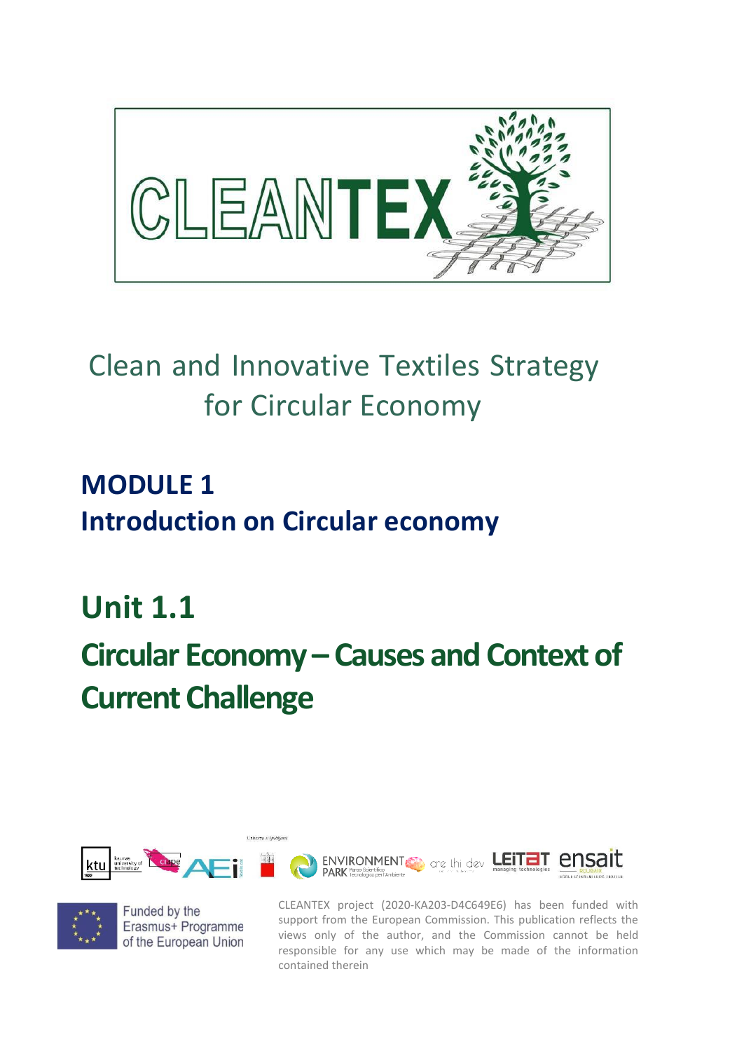# CLEANTEX

Clean and Innovative Textiles Strategy for Circular Economy

## MODULE 1
## Introduction on Circular economy

# Unit 1.1
# Circular Economy – Causes and Context of Current Challenge

Funded by the Erasmus+ Programme of the European Union

CLEANTEX project (2020-KA203-D4C649E6) has been funded with support from the European Commission. This publication reflects the views only of the author, and the Commission cannot be held responsible for any use which may be made of the information contained therein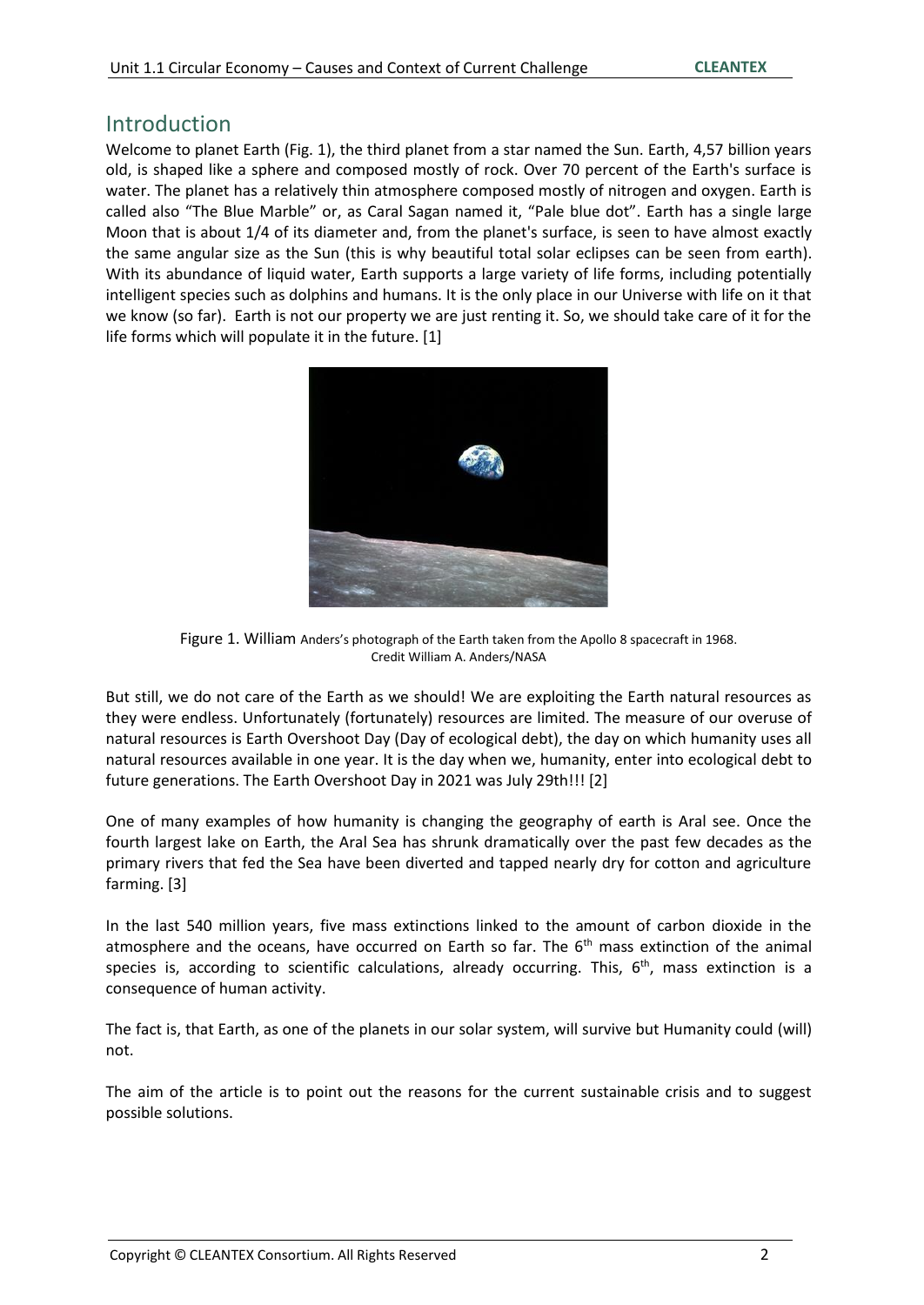## Introduction

Welcome to planet Earth (Fig. 1), the third planet from a star named the Sun. Earth, 4,57 billion years old, is shaped like a sphere and composed mostly of rock. Over 70 percent of the Earth's surface is water. The planet has a relatively thin atmosphere composed mostly of nitrogen and oxygen. Earth is called also "The Blue Marble" or, as Caral Sagan named it, "Pale blue dot". Earth has a single large Moon that is about 1/4 of its diameter and, from the planet's surface, is seen to have almost exactly the same angular size as the Sun (this is why beautiful total solar eclipses can be seen from earth). With its abundance of liquid water, Earth supports a large variety of life forms, including potentially intelligent species such as dolphins and humans. It is the only place in our Universe with life on it that we know (so far). Earth is not our property we are just renting it. So, we should take care of it for the life forms which will populate it in the future. [1]

Figure 1. William Anders's photograph of the Earth taken from the Apollo 8 spacecraft in 1968. Credit William A. Anders/NASA

But still, we do not care of the Earth as we should! We are exploiting the Earth natural resources as they were endless. Unfortunately (fortunately) resources are limited. The measure of our overuse of natural resources is Earth Overshoot Day (Day of ecological debt), the day on which humanity uses all natural resources available in one year. It is the day when we, humanity, enter into ecological debt to future generations. The Earth Overshoot Day in 2021 was July 29th!!! [2]

One of many examples of how humanity is changing the geography of earth is Aral see. Once the fourth largest lake on Earth, the Aral Sea has shrunk dramatically over the past few decades as the primary rivers that fed the Sea have been diverted and tapped nearly dry for cotton and agriculture farming. [3]

In the last 540 million years, five mass extinctions linked to the amount of carbon dioxide in the atmosphere and the oceans, have occurred on Earth so far. The 6th mass extinction of the animal species is, according to scientific calculations, already occurring. This, 6th, mass extinction is a consequence of human activity.

The fact is, that Earth, as one of the planets in our solar system, will survive but Humanity could (will) not.

The aim of the article is to point out the reasons for the current sustainable crisis and to suggest possible solutions.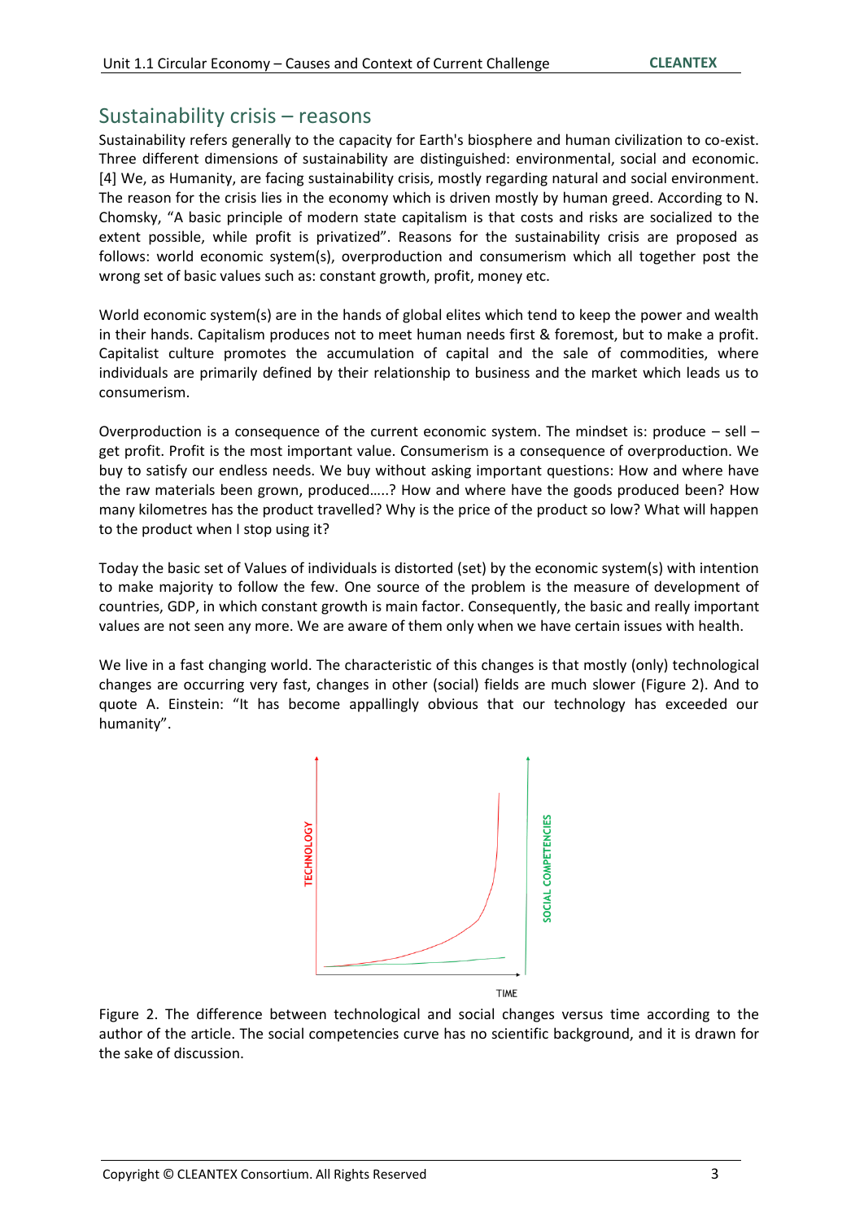## Sustainability crisis – reasons

Sustainability refers generally to the capacity for Earth's biosphere and human civilization to co-exist. Three different dimensions of sustainability are distinguished: environmental, social and economic. [4] We, as Humanity, are facing sustainability crisis, mostly regarding natural and social environment. The reason for the crisis lies in the economy which is driven mostly by human greed. According to N. Chomsky, "A basic principle of modern state capitalism is that costs and risks are socialized to the extent possible, while profit is privatized". Reasons for the sustainability crisis are proposed as follows: world economic system(s), overproduction and consumerism which all together post the wrong set of basic values such as: constant growth, profit, money etc.

World economic system(s) are in the hands of global elites which tend to keep the power and wealth in their hands. Capitalism produces not to meet human needs first & foremost, but to make a profit. Capitalist culture promotes the accumulation of capital and the sale of commodities, where individuals are primarily defined by their relationship to business and the market which leads us to consumerism.

Overproduction is a consequence of the current economic system. The mindset is: produce – sell – get profit. Profit is the most important value. Consumerism is a consequence of overproduction. We buy to satisfy our endless needs. We buy without asking important questions: How and where have the raw materials been grown, produced…..? How and where have the goods produced been? How many kilometres has the product travelled? Why is the price of the product so low? What will happen to the product when I stop using it?

Today the basic set of Values of individuals is distorted (set) by the economic system(s) with intention to make majority to follow the few. One source of the problem is the measure of development of countries, GDP, in which constant growth is main factor. Consequently, the basic and really important values are not seen any more. We are aware of them only when we have certain issues with health.

We live in a fast changing world. The characteristic of this changes is that mostly (only) technological changes are occurring very fast, changes in other (social) fields are much slower (Figure 2). And to quote A. Einstein: "It has become appallingly obvious that our technology has exceeded our humanity".

Figure 2. The difference between technological and social changes versus time according to the author of the article. The social competencies curve has no scientific background, and it is drawn for the sake of discussion.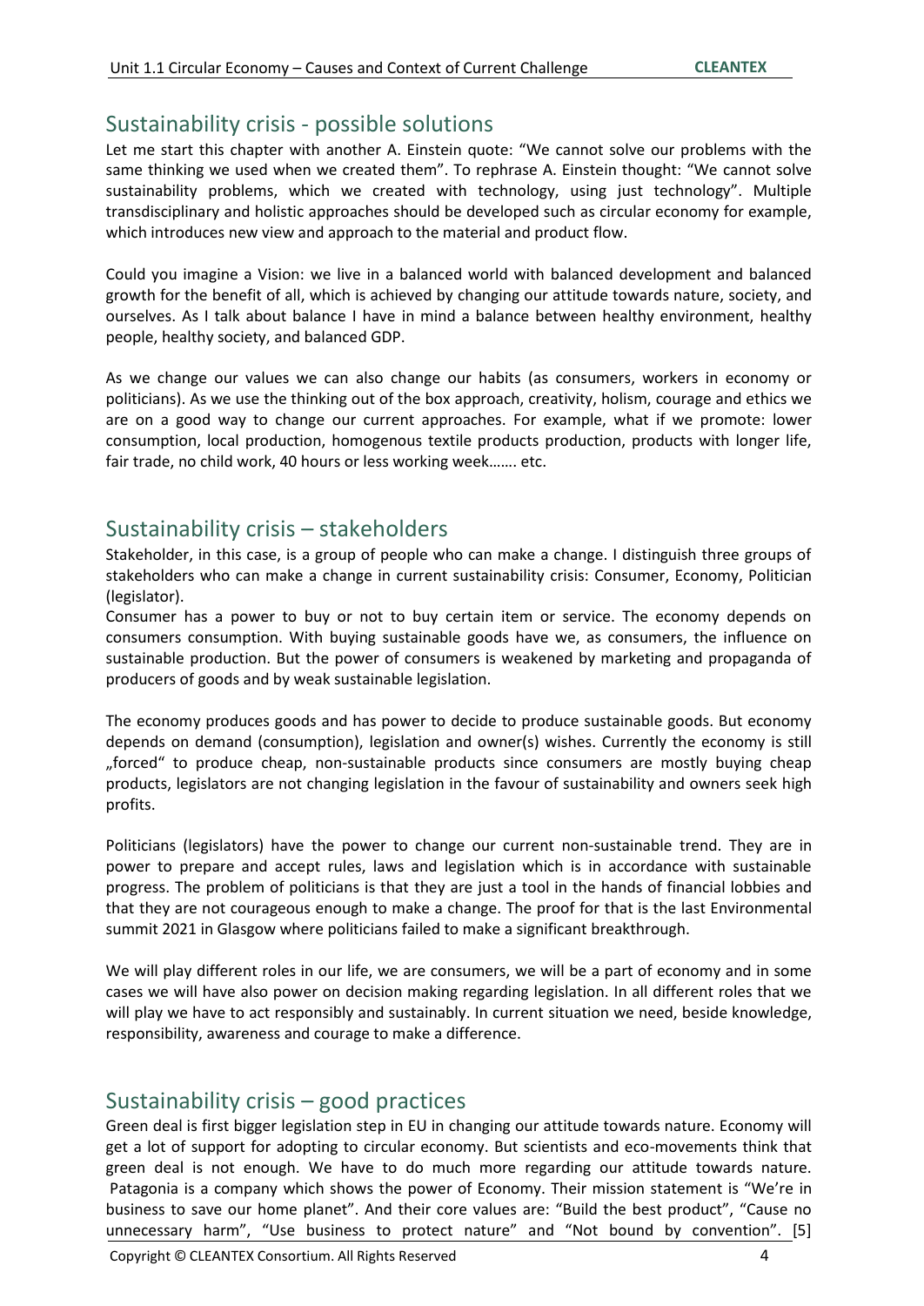## Sustainability crisis - possible solutions

Let me start this chapter with another A. Einstein quote: "We cannot solve our problems with the same thinking we used when we created them". To rephrase A. Einstein thought: "We cannot solve sustainability problems, which we created with technology, using just technology". Multiple transdisciplinary and holistic approaches should be developed such as circular economy for example, which introduces new view and approach to the material and product flow.

Could you imagine a Vision: we live in a balanced world with balanced development and balanced growth for the benefit of all, which is achieved by changing our attitude towards nature, society, and ourselves. As I talk about balance I have in mind a balance between healthy environment, healthy people, healthy society, and balanced GDP.

As we change our values we can also change our habits (as consumers, workers in economy or politicians). As we use the thinking out of the box approach, creativity, holism, courage and ethics we are on a good way to change our current approaches. For example, what if we promote: lower consumption, local production, homogenous textile products production, products with longer life, fair trade, no child work, 40 hours or less working week……. etc.

## Sustainability crisis – stakeholders

Stakeholder, in this case, is a group of people who can make a change. I distinguish three groups of stakeholders who can make a change in current sustainability crisis: Consumer, Economy, Politician (legislator).

Consumer has a power to buy or not to buy certain item or service. The economy depends on consumers consumption. With buying sustainable goods have we, as consumers, the influence on sustainable production. But the power of consumers is weakened by marketing and propaganda of producers of goods and by weak sustainable legislation.

The economy produces goods and has power to decide to produce sustainable goods. But economy depends on demand (consumption), legislation and owner(s) wishes. Currently the economy is still „forced" to produce cheap, non-sustainable products since consumers are mostly buying cheap products, legislators are not changing legislation in the favour of sustainability and owners seek high profits.

Politicians (legislators) have the power to change our current non-sustainable trend. They are in power to prepare and accept rules, laws and legislation which is in accordance with sustainable progress. The problem of politicians is that they are just a tool in the hands of financial lobbies and that they are not courageous enough to make a change. The proof for that is the last Environmental summit 2021 in Glasgow where politicians failed to make a significant breakthrough.

We will play different roles in our life, we are consumers, we will be a part of economy and in some cases we will have also power on decision making regarding legislation. In all different roles that we will play we have to act responsibly and sustainably. In current situation we need, beside knowledge, responsibility, awareness and courage to make a difference.

## Sustainability crisis – good practices

Green deal is first bigger legislation step in EU in changing our attitude towards nature. Economy will get a lot of support for adopting to circular economy. But scientists and eco-movements think that green deal is not enough. We have to do much more regarding our attitude towards nature.

Patagonia is a company which shows the power of Economy. Their mission statement is "We're in business to save our home planet". And their core values are: "Build the best product", "Cause no unnecessary harm", "Use business to protect nature" and "Not bound by convention". [5]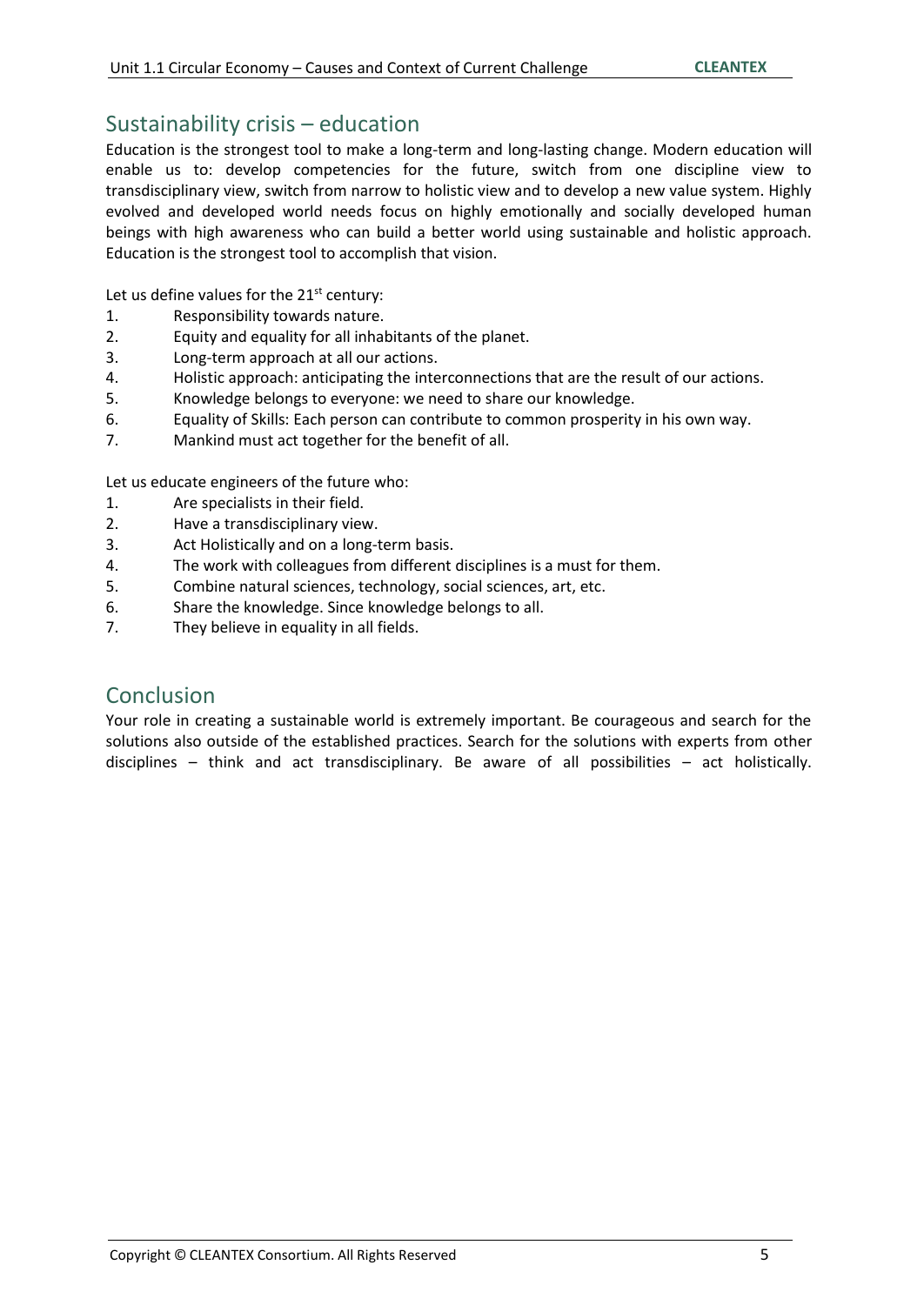## Sustainability crisis – education

Education is the strongest tool to make a long-term and long-lasting change. Modern education will enable us to: develop competencies for the future, switch from one discipline view to transdisciplinary view, switch from narrow to holistic view and to develop a new value system. Highly evolved and developed world needs focus on highly emotionally and socially developed human beings with high awareness who can build a better world using sustainable and holistic approach. Education is the strongest tool to accomplish that vision.

Let us define values for the 21st century:

1. Responsibility towards nature.
2. Equity and equality for all inhabitants of the planet.
3. Long-term approach at all our actions.
4. Holistic approach: anticipating the interconnections that are the result of our actions.
5. Knowledge belongs to everyone: we need to share our knowledge.
6. Equality of Skills: Each person can contribute to common prosperity in his own way.
7. Mankind must act together for the benefit of all.

Let us educate engineers of the future who:

1. Are specialists in their field.
2. Have a transdisciplinary view.
3. Act Holistically and on a long-term basis.
4. The work with colleagues from different disciplines is a must for them.
5. Combine natural sciences, technology, social sciences, art, etc.
6. Share the knowledge. Since knowledge belongs to all.
7. They believe in equality in all fields.

## Conclusion

Your role in creating a sustainable world is extremely important. Be courageous and search for the solutions also outside of the established practices. Search for the solutions with experts from other disciplines – think and act transdisciplinary. Be aware of all possibilities – act holistically.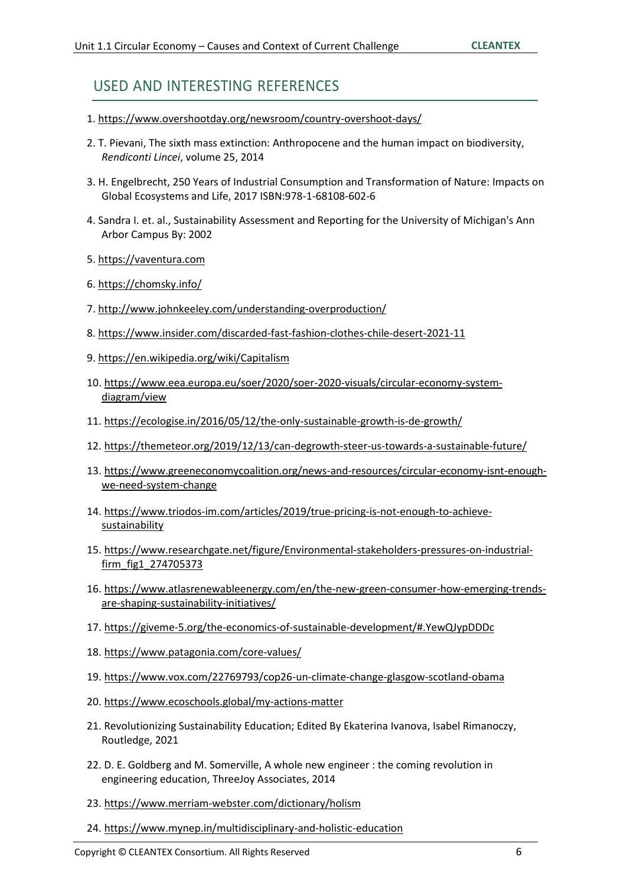## USED AND INTERESTING REFERENCES

1. https://www.overshootday.org/newsroom/country-overshoot-days/
2. T. Pievani, The sixth mass extinction: Anthropocene and the human impact on biodiversity, *Rendiconti Lincei*, volume 25, 2014
3. H. Engelbrecht, 250 Years of Industrial Consumption and Transformation of Nature: Impacts on Global Ecosystems and Life, 2017 ISBN:978-1-68108-602-6
4. Sandra I. et. al., Sustainability Assessment and Reporting for the University of Michigan's Ann Arbor Campus By: 2002
5. https://vaventura.com
6. https://chomsky.info/
7. http://www.johnkeeley.com/understanding-overproduction/
8. https://www.insider.com/discarded-fast-fashion-clothes-chile-desert-2021-11
9. https://en.wikipedia.org/wiki/Capitalism
10. https://www.eea.europa.eu/soer/2020/soer-2020-visuals/circular-economy-system-diagram/view
11. https://ecologise.in/2016/05/12/the-only-sustainable-growth-is-de-growth/
12. https://themeteor.org/2019/12/13/can-degrowth-steer-us-towards-a-sustainable-future/
13. https://www.greeneconomycoalition.org/news-and-resources/circular-economy-isnt-enough-we-need-system-change
14. https://www.triodos-im.com/articles/2019/true-pricing-is-not-enough-to-achieve-sustainability
15. https://www.researchgate.net/figure/Environmental-stakeholders-pressures-on-industrial-firm_fig1_274705373
16. https://www.atlasrenewableenergy.com/en/the-new-green-consumer-how-emerging-trends-are-shaping-sustainability-initiatives/
17. https://giveme-5.org/the-economics-of-sustainable-development/#.YewQJypDDDc
18. https://www.patagonia.com/core-values/
19. https://www.vox.com/22769793/cop26-un-climate-change-glasgow-scotland-obama
20. https://www.ecoschools.global/my-actions-matter
21. Revolutionizing Sustainability Education; Edited By Ekaterina Ivanova, Isabel Rimanoczy, Routledge, 2021
22. D. E. Goldberg and M. Somerville, A whole new engineer : the coming revolution in engineering education, ThreeJoy Associates, 2014
23. https://www.merriam-webster.com/dictionary/holism
24. https://www.mynep.in/multidisciplinary-and-holistic-education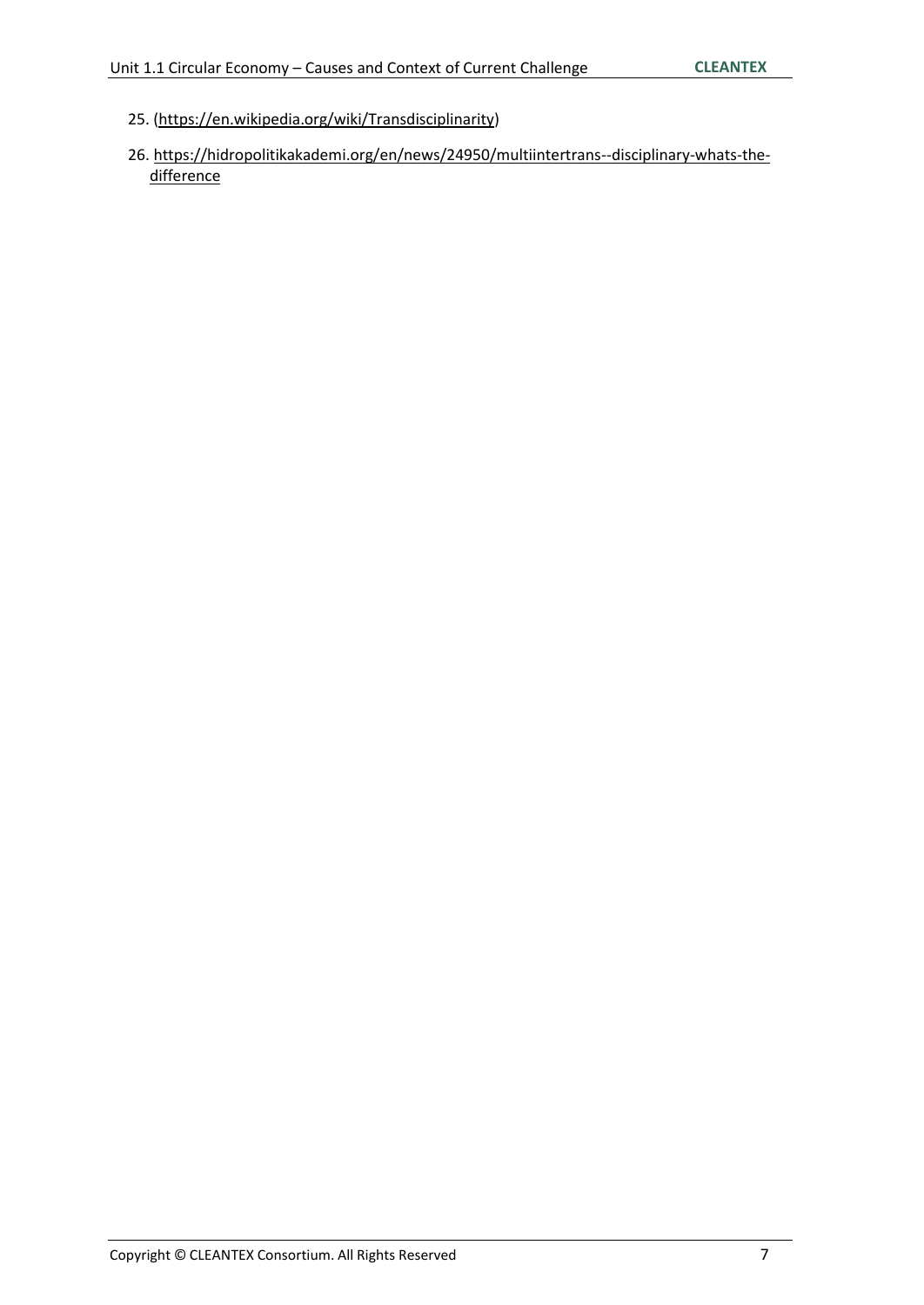25. (https://en.wikipedia.org/wiki/Transdisciplinarity)
26. https://hidropolitikakademi.org/en/news/24950/multiintertrans--disciplinary-whats-the-difference